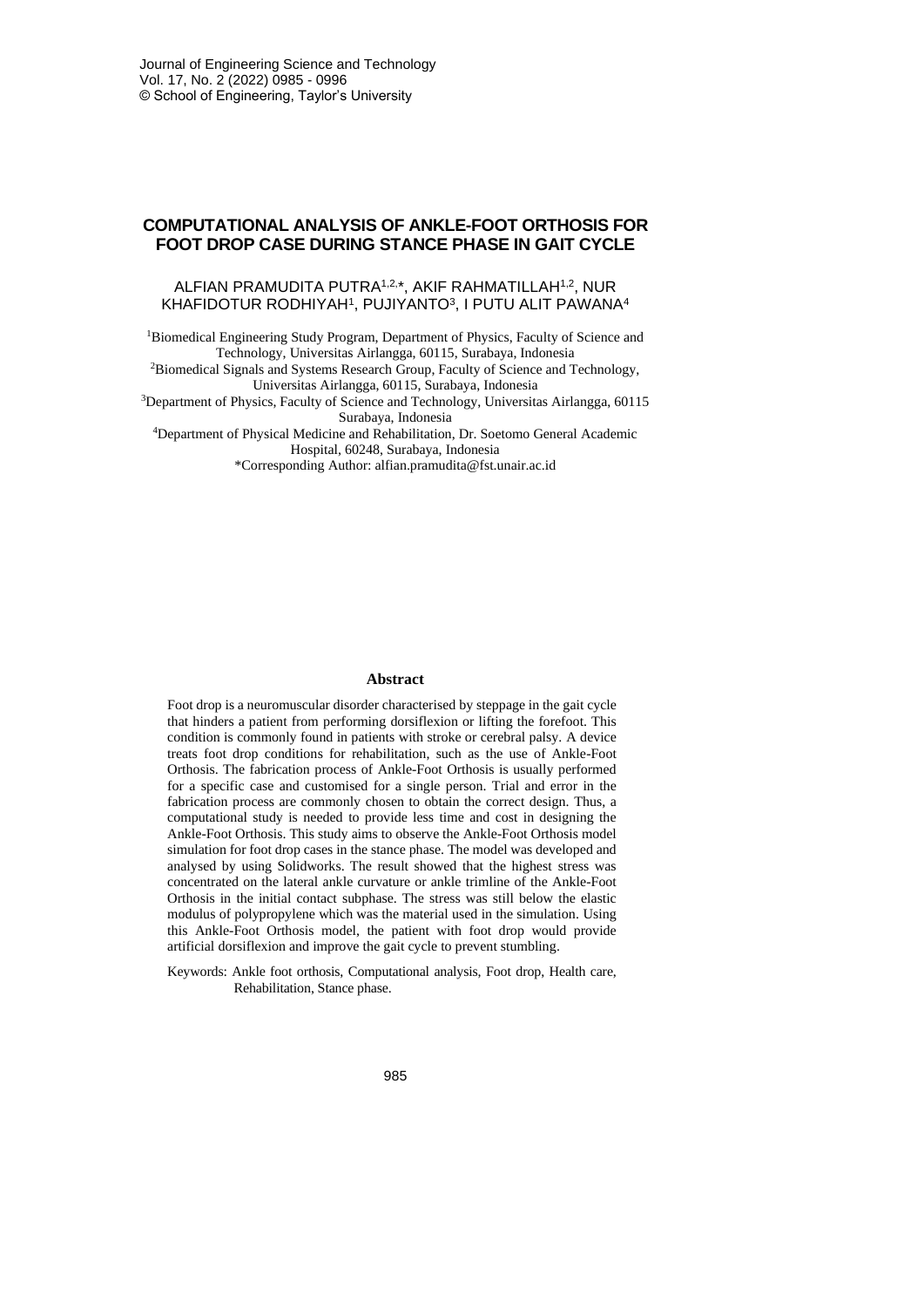# COMPUTATIONAL ANALYSIS OF ANKLE-FOOT ORTHOSIS FOR FOOT DROP CASE DURING STANCE PHASE IN GAIT CYCLE

ALFIAN PRAMUDITA PUTRA[1,2,*], AKIF RAHMATILLAH[1,2], NUR KHAFIDOTUR RODHIYAH[1], PUJIYANTO[3], I PUTU ALIT PAWANA[4]

[1]Biomedical Engineering Study Program, Department of Physics, Faculty of Science and Technology, Universitas Airlangga, 60115, Surabaya, Indonesia

[2]Biomedical Signals and Systems Research Group, Faculty of Science and Technology, Universitas Airlangga, 60115, Surabaya, Indonesia

[3]Department of Physics, Faculty of Science and Technology, Universitas Airlangga, 60115 Surabaya, Indonesia

[4]Department of Physical Medicine and Rehabilitation, Dr. Soetomo General Academic Hospital, 60248, Surabaya, Indonesia

*Corresponding Author: alfian.pramudita@fst.unair.ac.id

## Abstract

Foot drop is a neuromuscular disorder characterised by steppage in the gait cycle that hinders a patient from performing dorsiflexion or lifting the forefoot. This condition is commonly found in patients with stroke or cerebral palsy. A device treats foot drop conditions for rehabilitation, such as the use of Ankle-Foot Orthosis. The fabrication process of Ankle-Foot Orthosis is usually performed for a specific case and customised for a single person. Trial and error in the fabrication process are commonly chosen to obtain the correct design. Thus, a computational study is needed to provide less time and cost in designing the Ankle-Foot Orthosis. This study aims to observe the Ankle-Foot Orthosis model simulation for foot drop cases in the stance phase. The model was developed and analysed by using Solidworks. The result showed that the highest stress was concentrated on the lateral ankle curvature or ankle trimline of the Ankle-Foot Orthosis in the initial contact subphase. The stress was still below the elastic modulus of polypropylene which was the material used in the simulation. Using this Ankle-Foot Orthosis model, the patient with foot drop would provide artificial dorsiflexion and improve the gait cycle to prevent stumbling.

Keywords: Ankle foot orthosis, Computational analysis, Foot drop, Health care, Rehabilitation, Stance phase.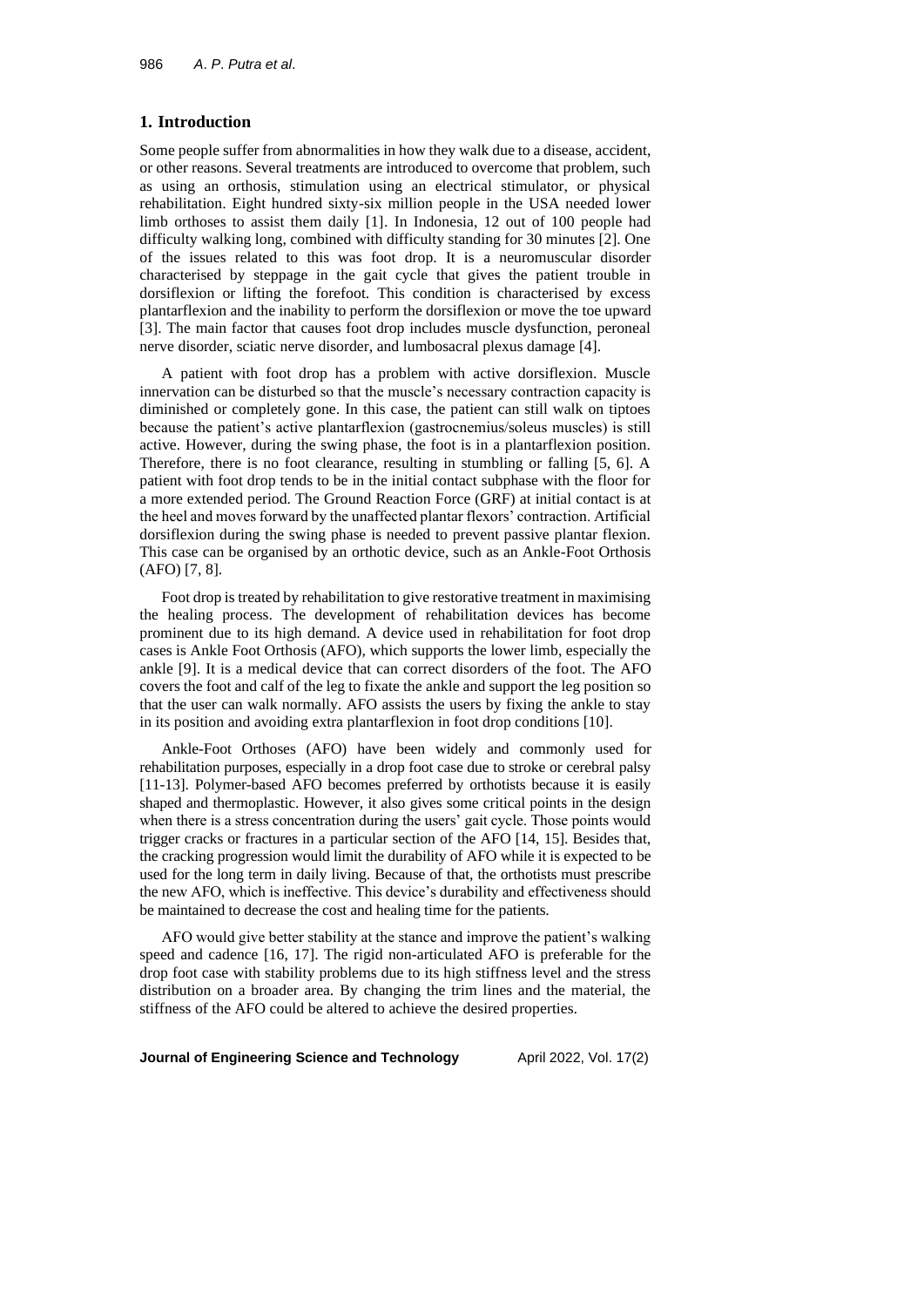## 1. Introduction

Some people suffer from abnormalities in how they walk due to a disease, accident, or other reasons. Several treatments are introduced to overcome that problem, such as using an orthosis, stimulation using an electrical stimulator, or physical rehabilitation. Eight hundred sixty-six million people in the USA needed lower limb orthoses to assist them daily [1]. In Indonesia, 12 out of 100 people had difficulty walking long, combined with difficulty standing for 30 minutes [2]. One of the issues related to this was foot drop. It is a neuromuscular disorder characterised by steppage in the gait cycle that gives the patient trouble in dorsiflexion or lifting the forefoot. This condition is characterised by excess plantarflexion and the inability to perform the dorsiflexion or move the toe upward [3]. The main factor that causes foot drop includes muscle dysfunction, peroneal nerve disorder, sciatic nerve disorder, and lumbosacral plexus damage [4].

A patient with foot drop has a problem with active dorsiflexion. Muscle innervation can be disturbed so that the muscle's necessary contraction capacity is diminished or completely gone. In this case, the patient can still walk on tiptoes because the patient's active plantarflexion (gastrocnemius/soleus muscles) is still active. However, during the swing phase, the foot is in a plantarflexion position. Therefore, there is no foot clearance, resulting in stumbling or falling [5, 6]. A patient with foot drop tends to be in the initial contact subphase with the floor for a more extended period. The Ground Reaction Force (GRF) at initial contact is at the heel and moves forward by the unaffected plantar flexors' contraction. Artificial dorsiflexion during the swing phase is needed to prevent passive plantar flexion. This case can be organised by an orthotic device, such as an Ankle-Foot Orthosis (AFO) [7, 8].

Foot drop is treated by rehabilitation to give restorative treatment in maximising the healing process. The development of rehabilitation devices has become prominent due to its high demand. A device used in rehabilitation for foot drop cases is Ankle Foot Orthosis (AFO), which supports the lower limb, especially the ankle [9]. It is a medical device that can correct disorders of the foot. The AFO covers the foot and calf of the leg to fixate the ankle and support the leg position so that the user can walk normally. AFO assists the users by fixing the ankle to stay in its position and avoiding extra plantarflexion in foot drop conditions [10].

Ankle-Foot Orthoses (AFO) have been widely and commonly used for rehabilitation purposes, especially in a drop foot case due to stroke or cerebral palsy [11-13]. Polymer-based AFO becomes preferred by orthotists because it is easily shaped and thermoplastic. However, it also gives some critical points in the design when there is a stress concentration during the users' gait cycle. Those points would trigger cracks or fractures in a particular section of the AFO [14, 15]. Besides that, the cracking progression would limit the durability of AFO while it is expected to be used for the long term in daily living. Because of that, the orthotists must prescribe the new AFO, which is ineffective. This device's durability and effectiveness should be maintained to decrease the cost and healing time for the patients.

AFO would give better stability at the stance and improve the patient's walking speed and cadence [16, 17]. The rigid non-articulated AFO is preferable for the drop foot case with stability problems due to its high stiffness level and the stress distribution on a broader area. By changing the trim lines and the material, the stiffness of the AFO could be altered to achieve the desired properties.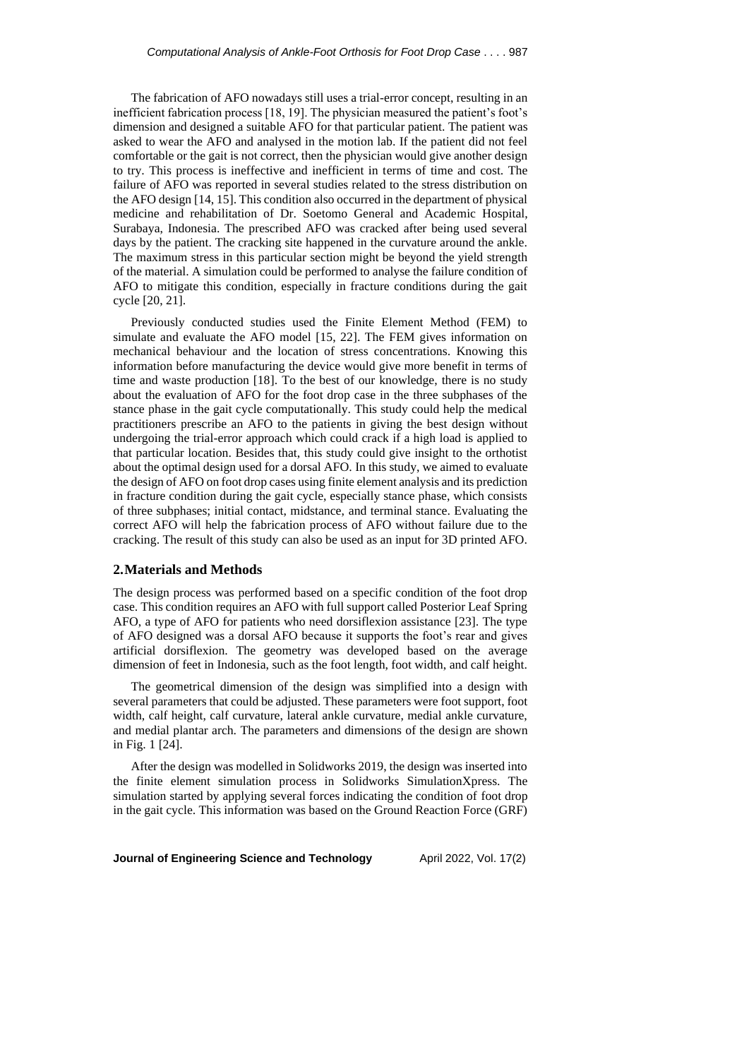The fabrication of AFO nowadays still uses a trial-error concept, resulting in an inefficient fabrication process [18, 19]. The physician measured the patient's foot's dimension and designed a suitable AFO for that particular patient. The patient was asked to wear the AFO and analysed in the motion lab. If the patient did not feel comfortable or the gait is not correct, then the physician would give another design to try. This process is ineffective and inefficient in terms of time and cost. The failure of AFO was reported in several studies related to the stress distribution on the AFO design [14, 15]. This condition also occurred in the department of physical medicine and rehabilitation of Dr. Soetomo General and Academic Hospital, Surabaya, Indonesia. The prescribed AFO was cracked after being used several days by the patient. The cracking site happened in the curvature around the ankle. The maximum stress in this particular section might be beyond the yield strength of the material. A simulation could be performed to analyse the failure condition of AFO to mitigate this condition, especially in fracture conditions during the gait cycle [20, 21].

Previously conducted studies used the Finite Element Method (FEM) to simulate and evaluate the AFO model [15, 22]. The FEM gives information on mechanical behaviour and the location of stress concentrations. Knowing this information before manufacturing the device would give more benefit in terms of time and waste production [18]. To the best of our knowledge, there is no study about the evaluation of AFO for the foot drop case in the three subphases of the stance phase in the gait cycle computationally. This study could help the medical practitioners prescribe an AFO to the patients in giving the best design without undergoing the trial-error approach which could crack if a high load is applied to that particular location. Besides that, this study could give insight to the orthotist about the optimal design used for a dorsal AFO. In this study, we aimed to evaluate the design of AFO on foot drop cases using finite element analysis and its prediction in fracture condition during the gait cycle, especially stance phase, which consists of three subphases; initial contact, midstance, and terminal stance. Evaluating the correct AFO will help the fabrication process of AFO without failure due to the cracking. The result of this study can also be used as an input for 3D printed AFO.

## 2. Materials and Methods

The design process was performed based on a specific condition of the foot drop case. This condition requires an AFO with full support called Posterior Leaf Spring AFO, a type of AFO for patients who need dorsiflexion assistance [23]. The type of AFO designed was a dorsal AFO because it supports the foot's rear and gives artificial dorsiflexion. The geometry was developed based on the average dimension of feet in Indonesia, such as the foot length, foot width, and calf height.

The geometrical dimension of the design was simplified into a design with several parameters that could be adjusted. These parameters were foot support, foot width, calf height, calf curvature, lateral ankle curvature, medial ankle curvature, and medial plantar arch. The parameters and dimensions of the design are shown in Fig. 1 [24].

After the design was modelled in Solidworks 2019, the design was inserted into the finite element simulation process in Solidworks SimulationXpress. The simulation started by applying several forces indicating the condition of foot drop in the gait cycle. This information was based on the Ground Reaction Force (GRF)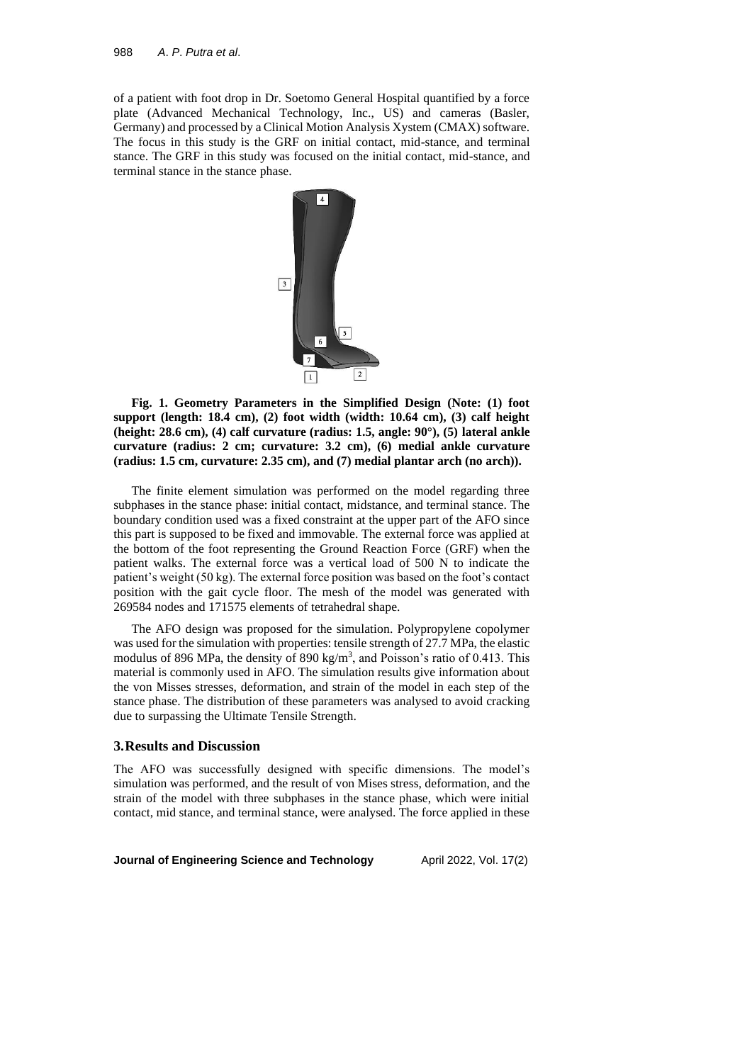of a patient with foot drop in Dr. Soetomo General Hospital quantified by a force plate (Advanced Mechanical Technology, Inc., US) and cameras (Basler, Germany) and processed by a Clinical Motion Analysis Xystem (CMAX) software. The focus in this study is the GRF on initial contact, mid-stance, and terminal stance. The GRF in this study was focused on the initial contact, mid-stance, and terminal stance in the stance phase.

**Fig. 1. Geometry Parameters in the Simplified Design (Note: (1) foot support (length: 18.4 cm), (2) foot width (width: 10.64 cm), (3) calf height (height: 28.6 cm), (4) calf curvature (radius: 1.5, angle: 90°), (5) lateral ankle curvature (radius: 2 cm; curvature: 3.2 cm), (6) medial ankle curvature (radius: 1.5 cm, curvature: 2.35 cm), and (7) medial plantar arch (no arch)).**

The finite element simulation was performed on the model regarding three subphases in the stance phase: initial contact, midstance, and terminal stance. The boundary condition used was a fixed constraint at the upper part of the AFO since this part is supposed to be fixed and immovable. The external force was applied at the bottom of the foot representing the Ground Reaction Force (GRF) when the patient walks. The external force was a vertical load of 500 N to indicate the patient's weight (50 kg). The external force position was based on the foot's contact position with the gait cycle floor. The mesh of the model was generated with 269584 nodes and 171575 elements of tetrahedral shape.

The AFO design was proposed for the simulation. Polypropylene copolymer was used for the simulation with properties: tensile strength of 27.7 MPa, the elastic modulus of 896 MPa, the density of 890 kg/m$^3$, and Poisson's ratio of 0.413. This material is commonly used in AFO. The simulation results give information about the von Misses stresses, deformation, and strain of the model in each step of the stance phase. The distribution of these parameters was analysed to avoid cracking due to surpassing the Ultimate Tensile Strength.

## 3. Results and Discussion

The AFO was successfully designed with specific dimensions. The model's simulation was performed, and the result of von Mises stress, deformation, and the strain of the model with three subphases in the stance phase, which were initial contact, mid stance, and terminal stance, were analysed. The force applied in these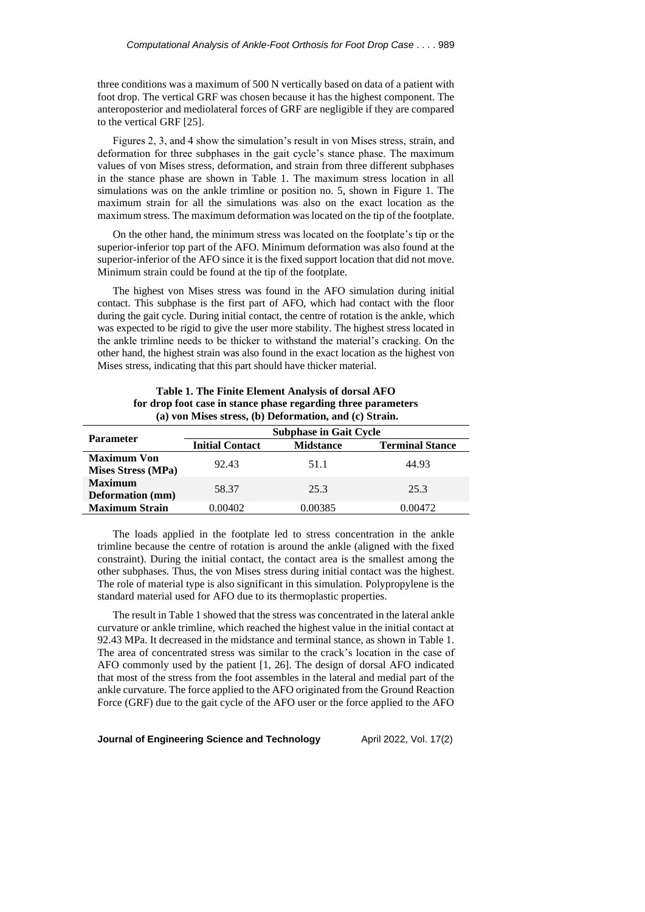three conditions was a maximum of 500 N vertically based on data of a patient with foot drop. The vertical GRF was chosen because it has the highest component. The anteroposterior and mediolateral forces of GRF are negligible if they are compared to the vertical GRF [25].

Figures 2, 3, and 4 show the simulation's result in von Mises stress, strain, and deformation for three subphases in the gait cycle's stance phase. The maximum values of von Mises stress, deformation, and strain from three different subphases in the stance phase are shown in Table 1. The maximum stress location in all simulations was on the ankle trimline or position no. 5, shown in Figure 1. The maximum strain for all the simulations was also on the exact location as the maximum stress. The maximum deformation was located on the tip of the footplate.

On the other hand, the minimum stress was located on the footplate's tip or the superior-inferior top part of the AFO. Minimum deformation was also found at the superior-inferior of the AFO since it is the fixed support location that did not move. Minimum strain could be found at the tip of the footplate.

The highest von Mises stress was found in the AFO simulation during initial contact. This subphase is the first part of AFO, which had contact with the floor during the gait cycle. During initial contact, the centre of rotation is the ankle, which was expected to be rigid to give the user more stability. The highest stress located in the ankle trimline needs to be thicker to withstand the material's cracking. On the other hand, the highest strain was also found in the exact location as the highest von Mises stress, indicating that this part should have thicker material.

**Table 1. The Finite Element Analysis of dorsal AFO for drop foot case in stance phase regarding three parameters (a) von Mises stress, (b) Deformation, and (c) Strain.**

| Parameter | Subphase in Gait Cycle | | |
|---|---|---|---|
| | Initial Contact | Midstance | Terminal Stance |
| **Maximum Von Mises Stress (MPa)** | 92.43 | 51.1 | 44.93 |
| **Maximum Deformation (mm)** | 58.37 | 25.3 | 25.3 |
| **Maximum Strain** | 0.00402 | 0.00385 | 0.00472 |

The loads applied in the footplate led to stress concentration in the ankle trimline because the centre of rotation is around the ankle (aligned with the fixed constraint). During the initial contact, the contact area is the smallest among the other subphases. Thus, the von Mises stress during initial contact was the highest. The role of material type is also significant in this simulation. Polypropylene is the standard material used for AFO due to its thermoplastic properties.

The result in Table 1 showed that the stress was concentrated in the lateral ankle curvature or ankle trimline, which reached the highest value in the initial contact at 92.43 MPa. It decreased in the midstance and terminal stance, as shown in Table 1. The area of concentrated stress was similar to the crack's location in the case of AFO commonly used by the patient [1, 26]. The design of dorsal AFO indicated that most of the stress from the foot assembles in the lateral and medial part of the ankle curvature. The force applied to the AFO originated from the Ground Reaction Force (GRF) due to the gait cycle of the AFO user or the force applied to the AFO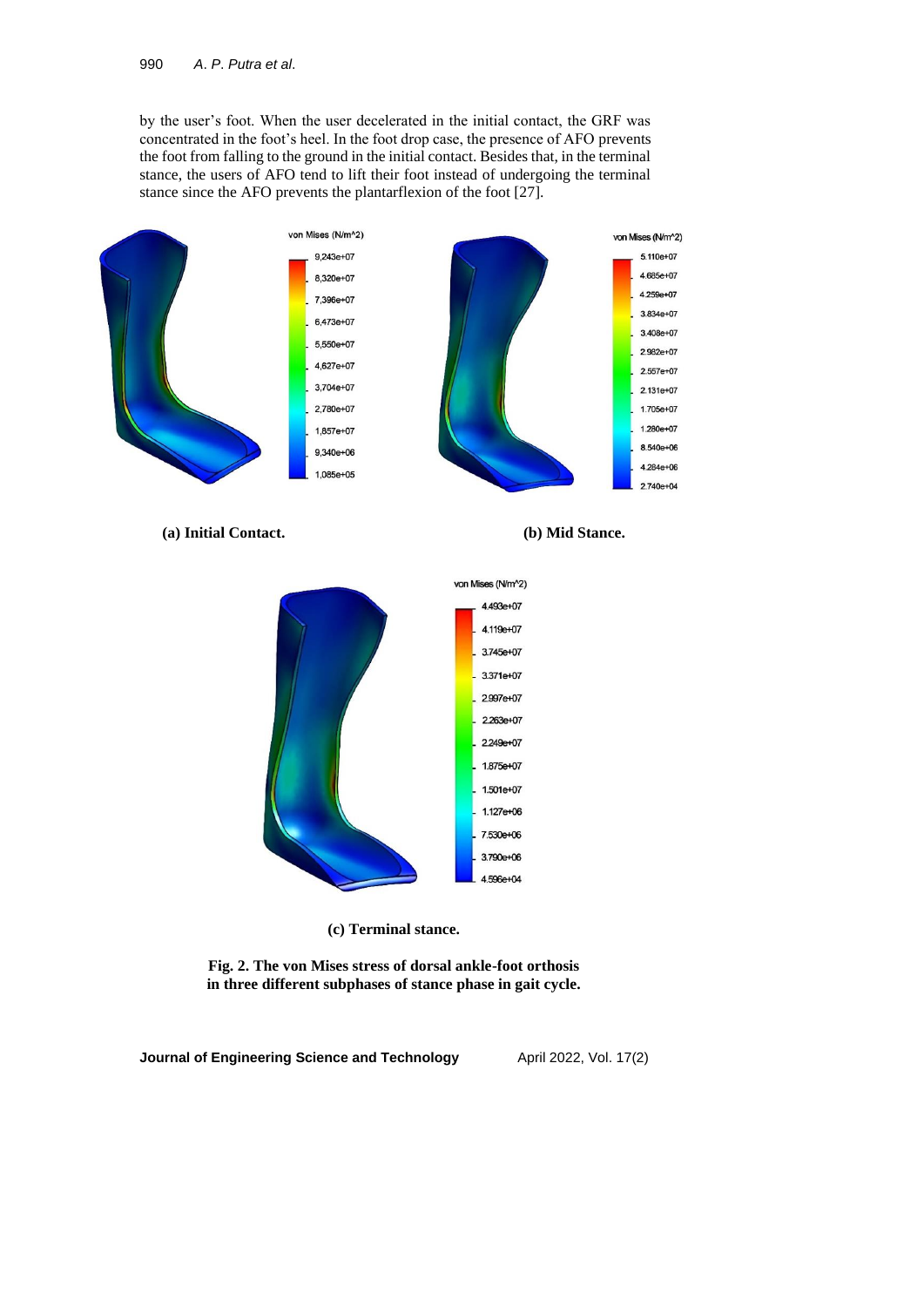by the user's foot. When the user decelerated in the initial contact, the GRF was concentrated in the foot's heel. In the foot drop case, the presence of AFO prevents the foot from falling to the ground in the initial contact. Besides that, in the terminal stance, the users of AFO tend to lift their foot instead of undergoing the terminal stance since the AFO prevents the plantarflexion of the foot [27].

**(a) Initial Contact.**

**(b) Mid Stance.**

**(c) Terminal stance.**

**Fig. 2. The von Mises stress of dorsal ankle-foot orthosis in three different subphases of stance phase in gait cycle.**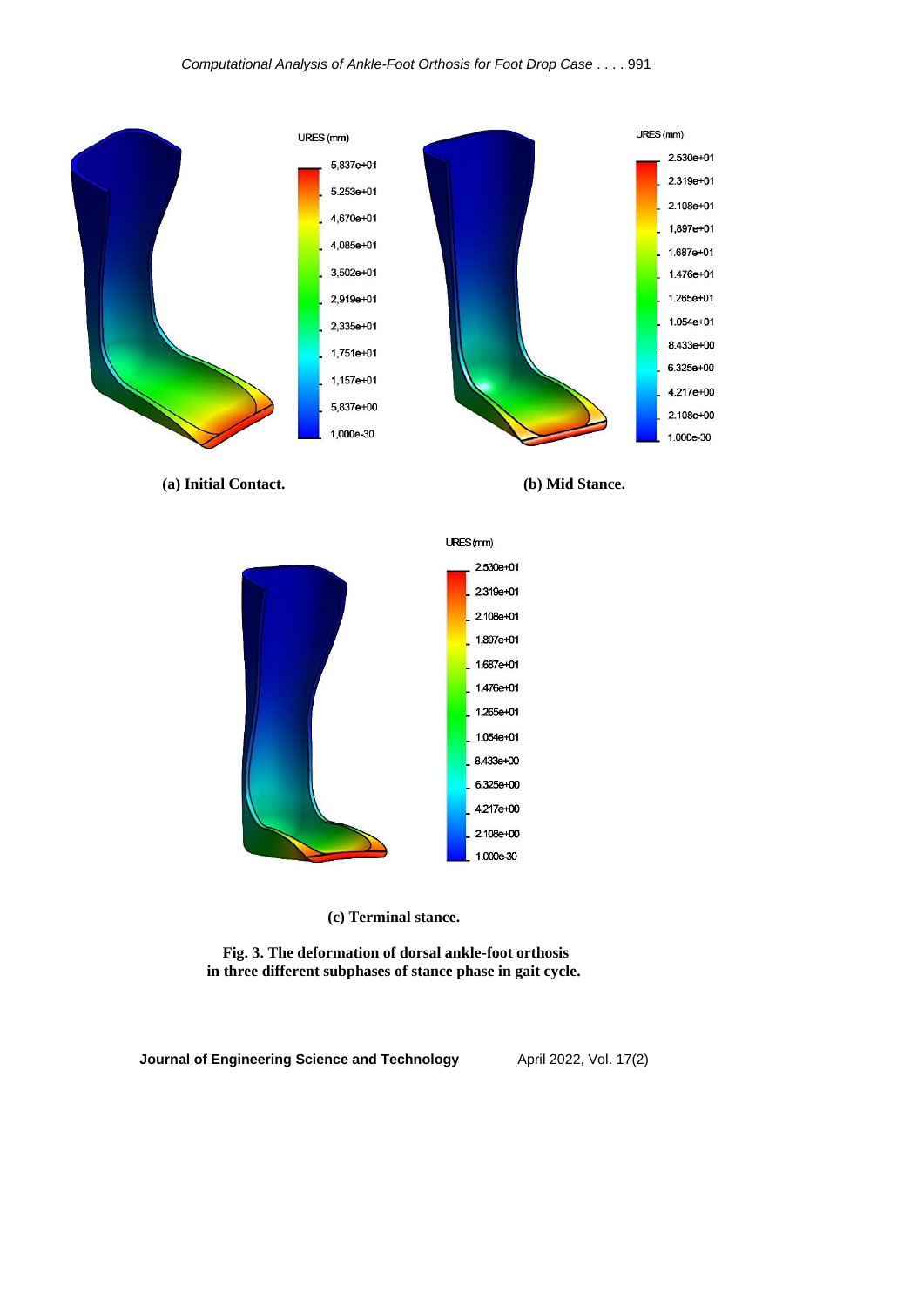(a) Initial Contact.

(b) Mid Stance.

(c) Terminal stance.

**Fig. 3. The deformation of dorsal ankle-foot orthosis in three different subphases of stance phase in gait cycle.**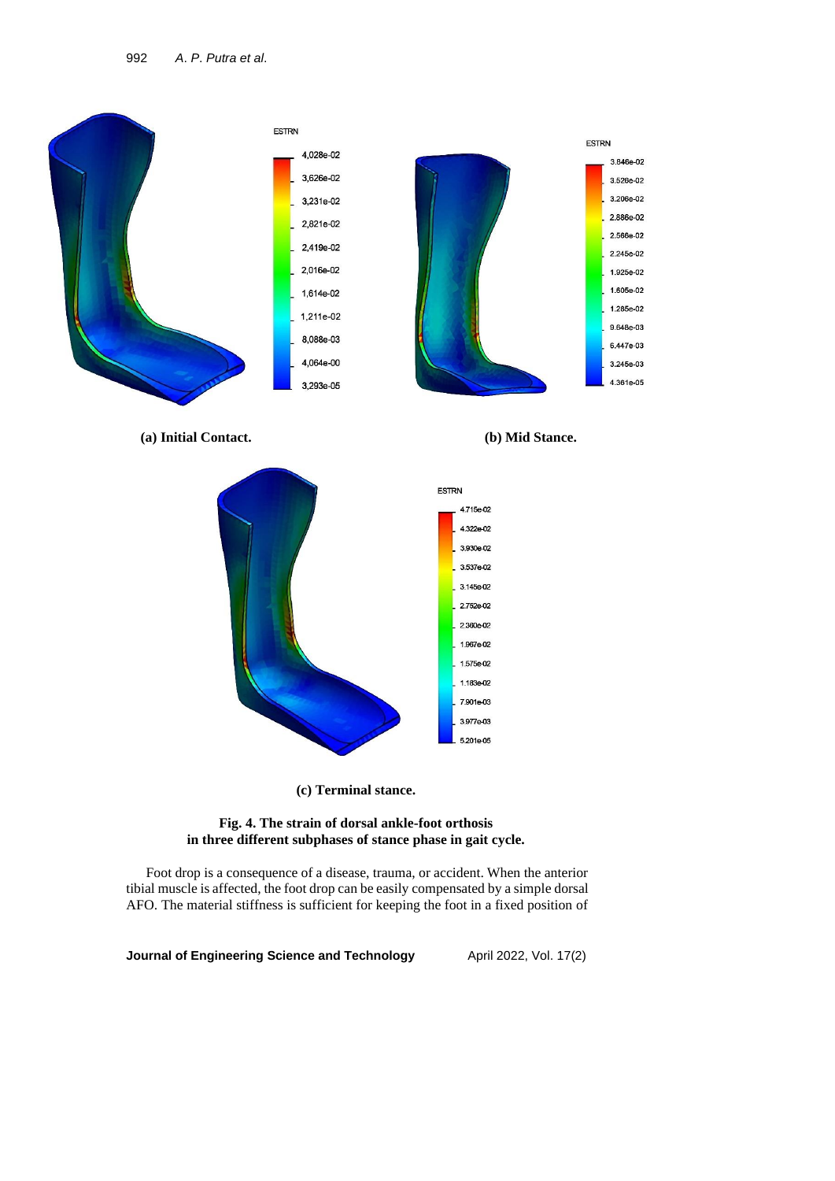(a) Initial Contact.

(b) Mid Stance.

(c) Terminal stance.

**Fig. 4. The strain of dorsal ankle-foot orthosis in three different subphases of stance phase in gait cycle.**

Foot drop is a consequence of a disease, trauma, or accident. When the anterior tibial muscle is affected, the foot drop can be easily compensated by a simple dorsal AFO. The material stiffness is sufficient for keeping the foot in a fixed position of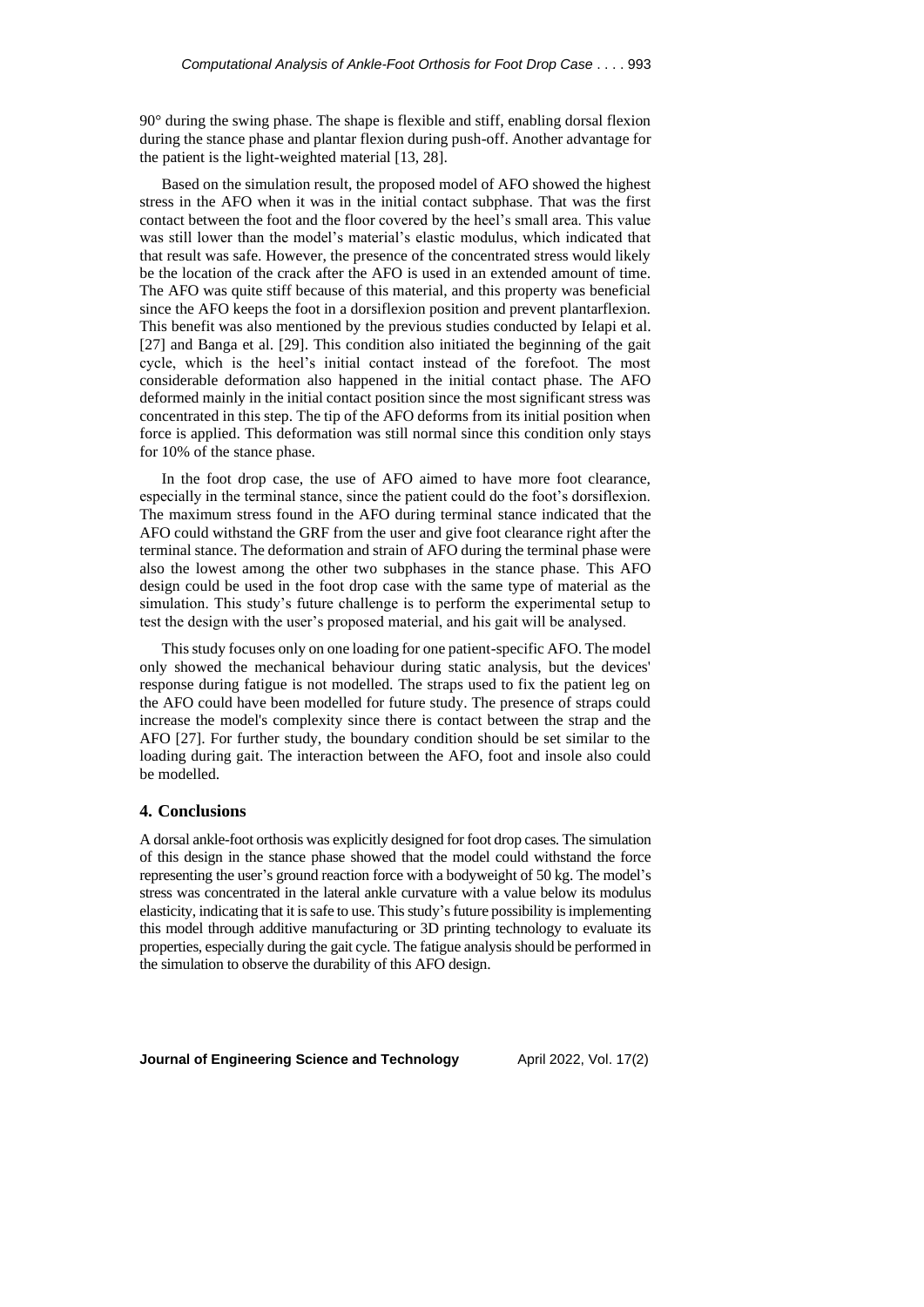90° during the swing phase. The shape is flexible and stiff, enabling dorsal flexion during the stance phase and plantar flexion during push-off. Another advantage for the patient is the light-weighted material [13, 28].

Based on the simulation result, the proposed model of AFO showed the highest stress in the AFO when it was in the initial contact subphase. That was the first contact between the foot and the floor covered by the heel's small area. This value was still lower than the model's material's elastic modulus, which indicated that that result was safe. However, the presence of the concentrated stress would likely be the location of the crack after the AFO is used in an extended amount of time. The AFO was quite stiff because of this material, and this property was beneficial since the AFO keeps the foot in a dorsiflexion position and prevent plantarflexion. This benefit was also mentioned by the previous studies conducted by Ielapi et al. [27] and Banga et al. [29]. This condition also initiated the beginning of the gait cycle, which is the heel's initial contact instead of the forefoot. The most considerable deformation also happened in the initial contact phase. The AFO deformed mainly in the initial contact position since the most significant stress was concentrated in this step. The tip of the AFO deforms from its initial position when force is applied. This deformation was still normal since this condition only stays for 10% of the stance phase.

In the foot drop case, the use of AFO aimed to have more foot clearance, especially in the terminal stance, since the patient could do the foot's dorsiflexion. The maximum stress found in the AFO during terminal stance indicated that the AFO could withstand the GRF from the user and give foot clearance right after the terminal stance. The deformation and strain of AFO during the terminal phase were also the lowest among the other two subphases in the stance phase. This AFO design could be used in the foot drop case with the same type of material as the simulation. This study's future challenge is to perform the experimental setup to test the design with the user's proposed material, and his gait will be analysed.

This study focuses only on one loading for one patient-specific AFO. The model only showed the mechanical behaviour during static analysis, but the devices' response during fatigue is not modelled. The straps used to fix the patient leg on the AFO could have been modelled for future study. The presence of straps could increase the model's complexity since there is contact between the strap and the AFO [27]. For further study, the boundary condition should be set similar to the loading during gait. The interaction between the AFO, foot and insole also could be modelled.

## 4. Conclusions

A dorsal ankle-foot orthosis was explicitly designed for foot drop cases. The simulation of this design in the stance phase showed that the model could withstand the force representing the user's ground reaction force with a bodyweight of 50 kg. The model's stress was concentrated in the lateral ankle curvature with a value below its modulus elasticity, indicating that it is safe to use. This study's future possibility is implementing this model through additive manufacturing or 3D printing technology to evaluate its properties, especially during the gait cycle. The fatigue analysis should be performed in the simulation to observe the durability of this AFO design.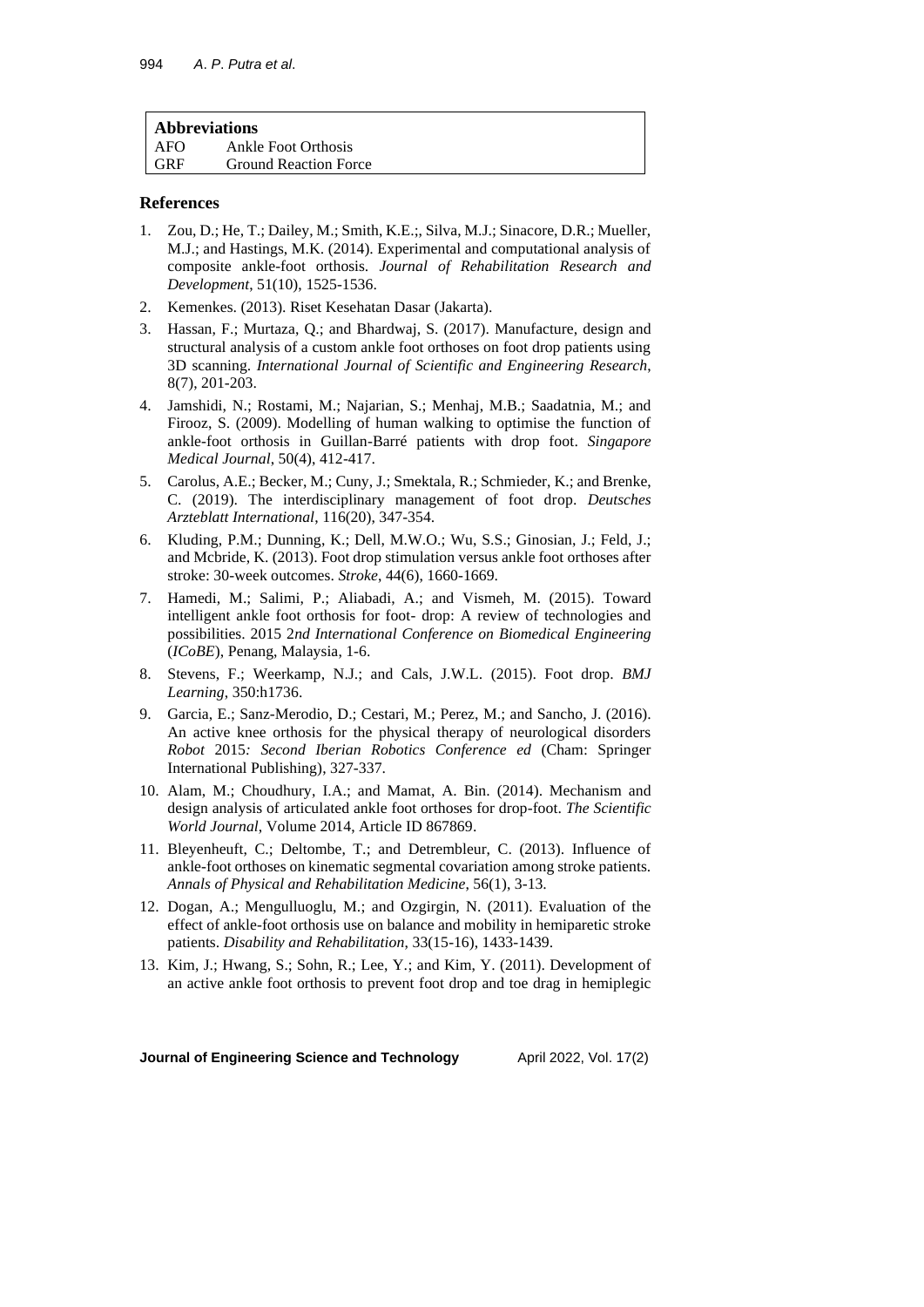| **Abbreviations** | |
|---|---|
| AFO | Ankle Foot Orthosis |
| GRF | Ground Reaction Force |

## References

1. Zou, D.; He, T.; Dailey, M.; Smith, K.E.;, Silva, M.J.; Sinacore, D.R.; Mueller, M.J.; and Hastings, M.K. (2014). Experimental and computational analysis of composite ankle-foot orthosis. *Journal of Rehabilitation Research and Development*, 51(10), 1525-1536.
2. Kemenkes. (2013). Riset Kesehatan Dasar (Jakarta).
3. Hassan, F.; Murtaza, Q.; and Bhardwaj, S. (2017). Manufacture, design and structural analysis of a custom ankle foot orthoses on foot drop patients using 3D scanning. *International Journal of Scientific and Engineering Research*, 8(7), 201-203.
4. Jamshidi, N.; Rostami, M.; Najarian, S.; Menhaj, M.B.; Saadatnia, M.; and Firooz, S. (2009). Modelling of human walking to optimise the function of ankle-foot orthosis in Guillan-Barré patients with drop foot. *Singapore Medical Journal*, 50(4), 412-417.
5. Carolus, A.E.; Becker, M.; Cuny, J.; Smektala, R.; Schmieder, K.; and Brenke, C. (2019). The interdisciplinary management of foot drop. *Deutsches Arzteblatt International*, 116(20), 347-354.
6. Kluding, P.M.; Dunning, K.; Dell, M.W.O.; Wu, S.S.; Ginosian, J.; Feld, J.; and Mcbride, K. (2013). Foot drop stimulation versus ankle foot orthoses after stroke: 30-week outcomes. *Stroke*, 44(6), 1660-1669.
7. Hamedi, M.; Salimi, P.; Aliabadi, A.; and Vismeh, M. (2015). Toward intelligent ankle foot orthosis for foot- drop: A review of technologies and possibilities. 2015 2*nd International Conference on Biomedical Engineering* (*ICoBE*), Penang, Malaysia, 1-6.
8. Stevens, F.; Weerkamp, N.J.; and Cals, J.W.L. (2015). Foot drop. *BMJ Learning*, 350:h1736.
9. Garcia, E.; Sanz-Merodio, D.; Cestari, M.; Perez, M.; and Sancho, J. (2016). An active knee orthosis for the physical therapy of neurological disorders *Robot* 2015*: Second Iberian Robotics Conference ed* (Cham: Springer International Publishing), 327-337.
10. Alam, M.; Choudhury, I.A.; and Mamat, A. Bin. (2014). Mechanism and design analysis of articulated ankle foot orthoses for drop-foot. *The Scientific World Journal*, Volume 2014, Article ID 867869.
11. Bleyenheuft, C.; Deltombe, T.; and Detrembleur, C. (2013). Influence of ankle-foot orthoses on kinematic segmental covariation among stroke patients. *Annals of Physical and Rehabilitation Medicine*, 56(1), 3-13.
12. Dogan, A.; Mengulluoglu, M.; and Ozgirgin, N. (2011). Evaluation of the effect of ankle-foot orthosis use on balance and mobility in hemiparetic stroke patients. *Disability and Rehabilitation*, 33(15-16), 1433-1439.
13. Kim, J.; Hwang, S.; Sohn, R.; Lee, Y.; and Kim, Y. (2011). Development of an active ankle foot orthosis to prevent foot drop and toe drag in hemiplegic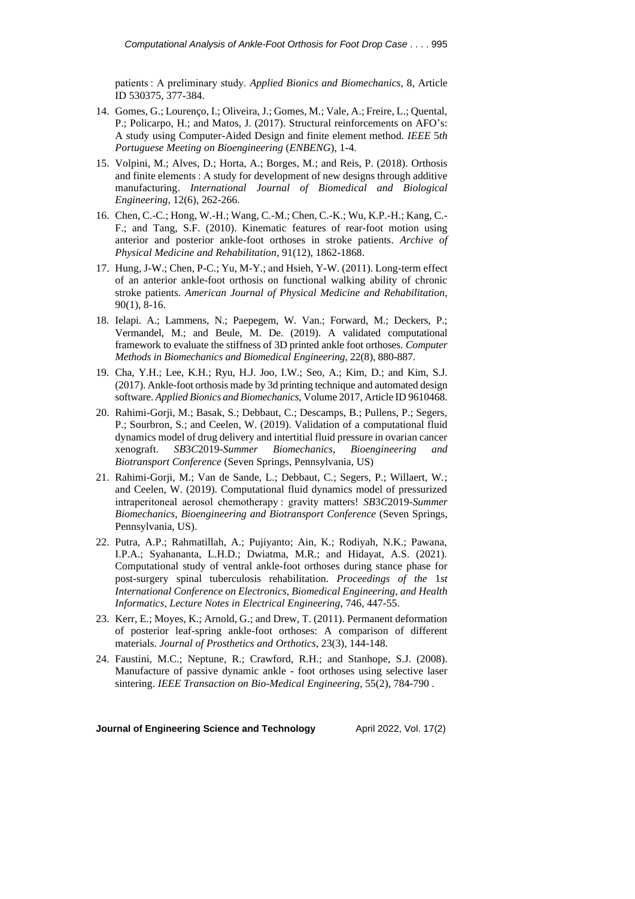patients : A preliminary study. *Applied Bionics and Biomechanics*, 8, Article ID 530375, 377-384.

14. Gomes, G.; Lourenço, I.; Oliveira, J.; Gomes, M.; Vale, A.; Freire, L.; Quental, P.; Policarpo, H.; and Matos, J. (2017). Structural reinforcements on AFO's: A study using Computer-Aided Design and finite element method. *IEEE 5th Portuguese Meeting on Bioengineering* (*ENBENG*), 1-4.
15. Volpini, M.; Alves, D.; Horta, A.; Borges, M.; and Reis, P. (2018). Orthosis and finite elements : A study for development of new designs through additive manufacturing. *International Journal of Biomedical and Biological Engineering*, 12(6), 262-266.
16. Chen, C.-C.; Hong, W.-H.; Wang, C.-M.; Chen, C.-K.; Wu, K.P.-H.; Kang, C.-F.; and Tang, S.F. (2010). Kinematic features of rear-foot motion using anterior and posterior ankle-foot orthoses in stroke patients. *Archive of Physical Medicine and Rehabilitation*, 91(12), 1862-1868.
17. Hung, J-W.; Chen, P-C.; Yu, M-Y.; and Hsieh, Y-W. (2011). Long-term effect of an anterior ankle-foot orthosis on functional walking ability of chronic stroke patients. *American Journal of Physical Medicine and Rehabilitation*, 90(1), 8-16.
18. Ielapi. A.; Lammens, N.; Paepegem, W. Van.; Forward, M.; Deckers, P.; Vermandel, M.; and Beule, M. De. (2019). A validated computational framework to evaluate the stiffness of 3D printed ankle foot orthoses. *Computer Methods in Biomechanics and Biomedical Engineering*, 22(8), 880-887.
19. Cha, Y.H.; Lee, K.H.; Ryu, H.J. Joo, I.W.; Seo, A.; Kim, D.; and Kim, S.J. (2017). Ankle-foot orthosis made by 3d printing technique and automated design software. *Applied Bionics and Biomechanics*, Volume 2017, Article ID 9610468.
20. Rahimi-Gorji, M.; Basak, S.; Debbaut, C.; Descamps, B.; Pullens, P.; Segers, P.; Sourbron, S.; and Ceelen, W. (2019). Validation of a computational fluid dynamics model of drug delivery and intertitial fluid pressure in ovarian cancer xenograft. *SB3C2019-Summer Biomechanics, Bioengineering and Biotransport Conference* (Seven Springs, Pennsylvania, US)
21. Rahimi-Gorji, M.; Van de Sande, L.; Debbaut, C.; Segers, P.; Willaert, W.; and Ceelen, W. (2019). Computational fluid dynamics model of pressurized intraperitoneal aerosol chemotherapy : gravity matters! *SB3C2019-Summer Biomechanics, Bioengineering and Biotransport Conference* (Seven Springs, Pennsylvania, US).
22. Putra, A.P.; Rahmatillah, A.; Pujiyanto; Ain, K.; Rodiyah, N.K.; Pawana, I.P.A.; Syahananta, L.H.D.; Dwiatma, M.R.; and Hidayat, A.S. (2021). Computational study of ventral ankle-foot orthoses during stance phase for post-surgery spinal tuberculosis rehabilitation. *Proceedings of the 1st International Conference on Electronics, Biomedical Engineering, and Health Informatics, Lecture Notes in Electrical Engineering*, 746, 447-55.
23. Kerr, E.; Moyes, K.; Arnold, G.; and Drew, T. (2011). Permanent deformation of posterior leaf-spring ankle-foot orthoses: A comparison of different materials. *Journal of Prosthetics and Orthotics*, 23(3), 144-148.
24. Faustini, M.C.; Neptune, R.; Crawford, R.H.; and Stanhope, S.J. (2008). Manufacture of passive dynamic ankle - foot orthoses using selective laser sintering. *IEEE Transaction on Bio-Medical Engineering*, 55(2), 784-790 .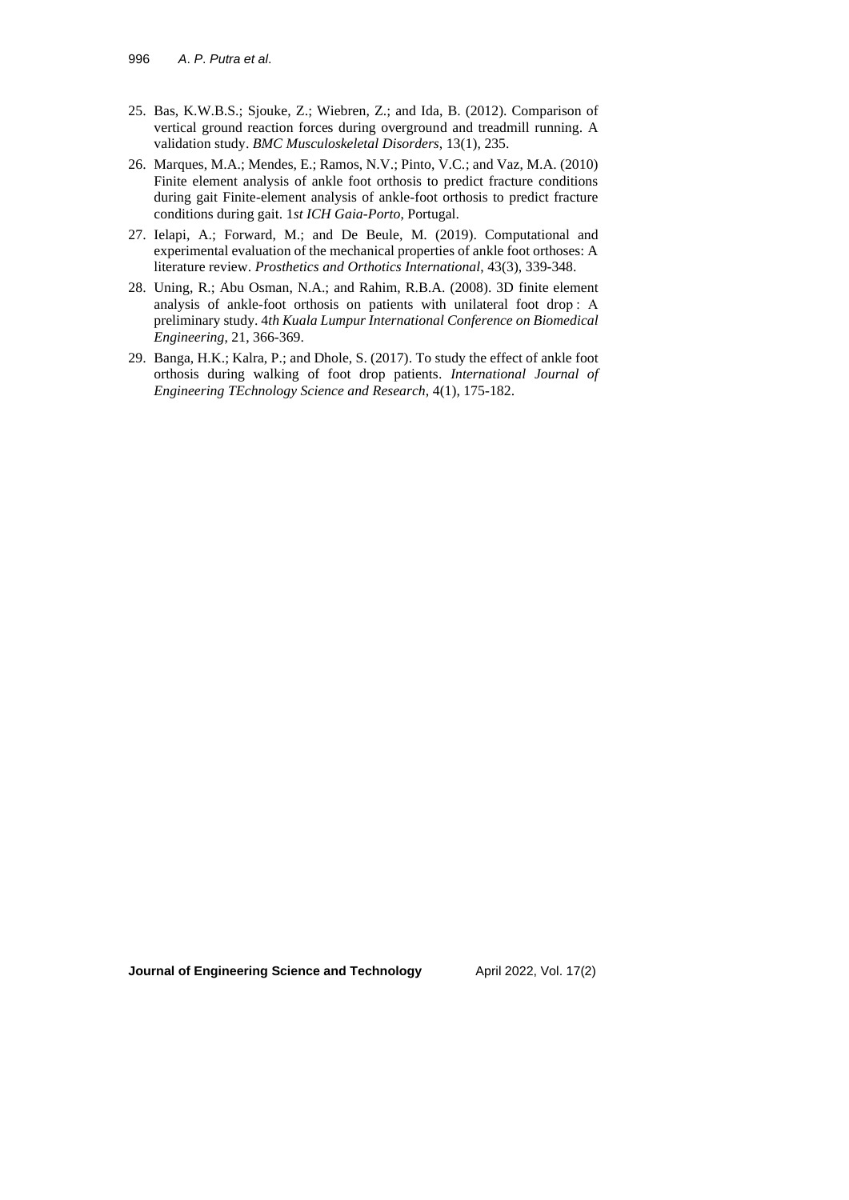25. Bas, K.W.B.S.; Sjouke, Z.; Wiebren, Z.; and Ida, B. (2012). Comparison of vertical ground reaction forces during overground and treadmill running. A validation study. *BMC Musculoskeletal Disorders*, 13(1), 235.
26. Marques, M.A.; Mendes, E.; Ramos, N.V.; Pinto, V.C.; and Vaz, M.A. (2010) Finite element analysis of ankle foot orthosis to predict fracture conditions during gait Finite-element analysis of ankle-foot orthosis to predict fracture conditions during gait. 1*st ICH Gaia-Porto*, Portugal.
27. Ielapi, A.; Forward, M.; and De Beule, M. (2019). Computational and experimental evaluation of the mechanical properties of ankle foot orthoses: A literature review. *Prosthetics and Orthotics International*, 43(3), 339-348.
28. Uning, R.; Abu Osman, N.A.; and Rahim, R.B.A. (2008). 3D finite element analysis of ankle-foot orthosis on patients with unilateral foot drop : A preliminary study. 4*th Kuala Lumpur International Conference on Biomedical Engineering*, 21, 366-369.
29. Banga, H.K.; Kalra, P.; and Dhole, S. (2017). To study the effect of ankle foot orthosis during walking of foot drop patients. *International Journal of Engineering TEchnology Science and Research*, 4(1), 175-182.